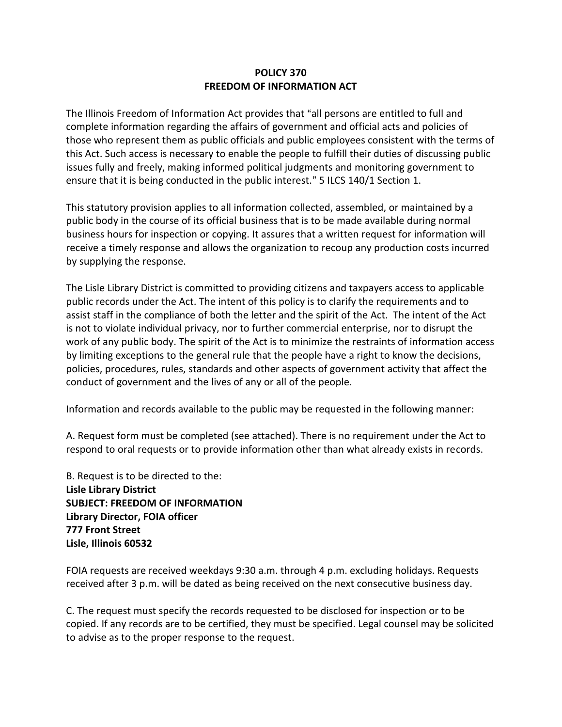# POLICY 370
# FREEDOM OF INFORMATION ACT

The Illinois Freedom of Information Act provides that "all persons are entitled to full and complete information regarding the affairs of government and official acts and policies of those who represent them as public officials and public employees consistent with the terms of this Act. Such access is necessary to enable the people to fulfill their duties of discussing public issues fully and freely, making informed political judgments and monitoring government to ensure that it is being conducted in the public interest." 5 ILCS 140/1 Section 1.

This statutory provision applies to all information collected, assembled, or maintained by a public body in the course of its official business that is to be made available during normal business hours for inspection or copying. It assures that a written request for information will receive a timely response and allows the organization to recoup any production costs incurred by supplying the response.

The Lisle Library District is committed to providing citizens and taxpayers access to applicable public records under the Act. The intent of this policy is to clarify the requirements and to assist staff in the compliance of both the letter and the spirit of the Act. The intent of the Act is not to violate individual privacy, nor to further commercial enterprise, nor to disrupt the work of any public body. The spirit of the Act is to minimize the restraints of information access by limiting exceptions to the general rule that the people have a right to know the decisions, policies, procedures, rules, standards and other aspects of government activity that affect the conduct of government and the lives of any or all of the people.

Information and records available to the public may be requested in the following manner:

A. Request form must be completed (see attached). There is no requirement under the Act to respond to oral requests or to provide information other than what already exists in records.

B. Request is to be directed to the:
**Lisle Library District**
**SUBJECT: FREEDOM OF INFORMATION**
**Library Director, FOIA officer**
**777 Front Street**
**Lisle, Illinois 60532**

FOIA requests are received weekdays 9:30 a.m. through 4 p.m. excluding holidays. Requests received after 3 p.m. will be dated as being received on the next consecutive business day.

C. The request must specify the records requested to be disclosed for inspection or to be copied. If any records are to be certified, they must be specified. Legal counsel may be solicited to advise as to the proper response to the request.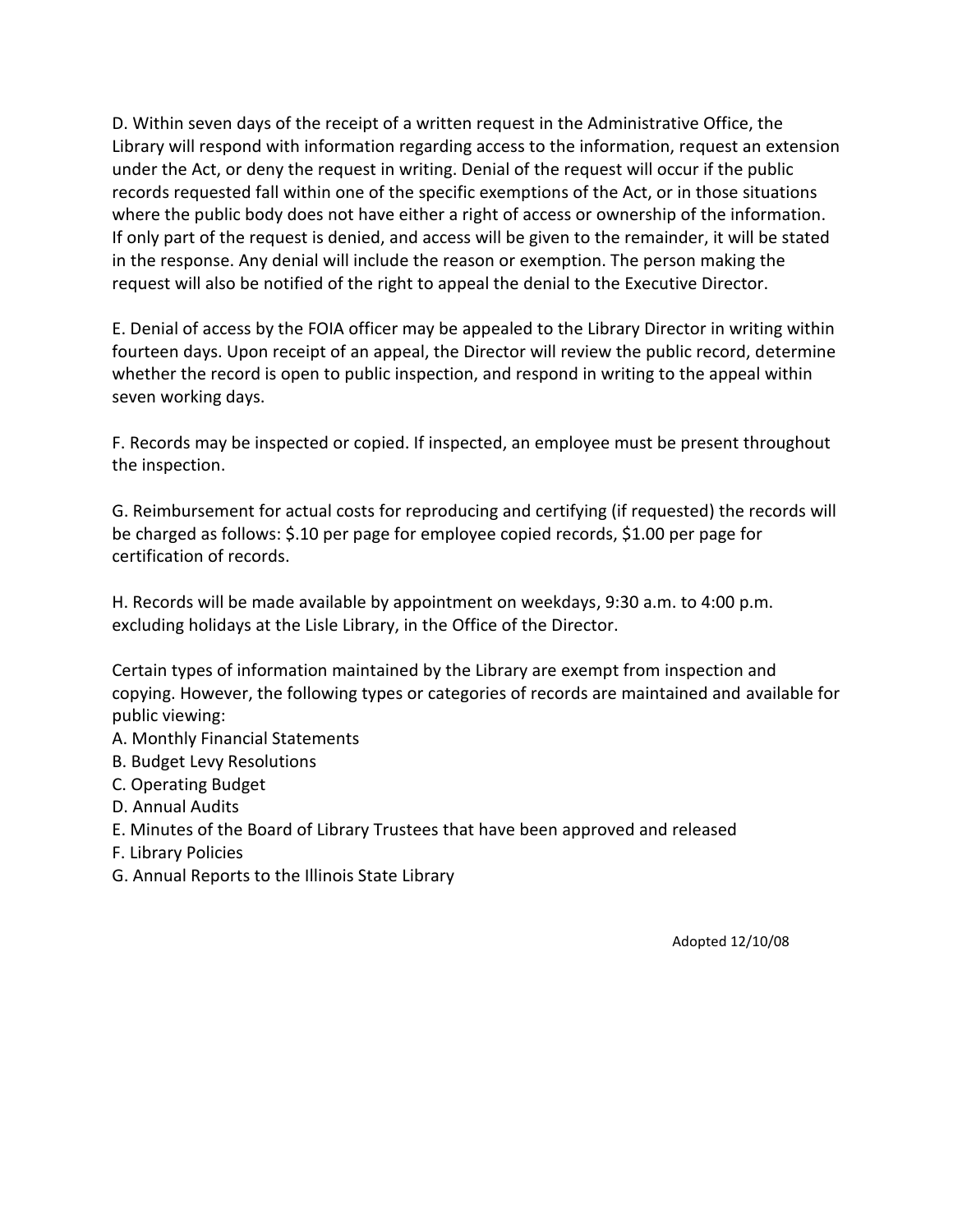D. Within seven days of the receipt of a written request in the Administrative Office, the Library will respond with information regarding access to the information, request an extension under the Act, or deny the request in writing. Denial of the request will occur if the public records requested fall within one of the specific exemptions of the Act, or in those situations where the public body does not have either a right of access or ownership of the information. If only part of the request is denied, and access will be given to the remainder, it will be stated in the response. Any denial will include the reason or exemption. The person making the request will also be notified of the right to appeal the denial to the Executive Director.

E. Denial of access by the FOIA officer may be appealed to the Library Director in writing within fourteen days. Upon receipt of an appeal, the Director will review the public record, determine whether the record is open to public inspection, and respond in writing to the appeal within seven working days.

F. Records may be inspected or copied. If inspected, an employee must be present throughout the inspection.

G. Reimbursement for actual costs for reproducing and certifying (if requested) the records will be charged as follows: $.10 per page for employee copied records, $1.00 per page for certification of records.

H. Records will be made available by appointment on weekdays, 9:30 a.m. to 4:00 p.m. excluding holidays at the Lisle Library, in the Office of the Director.

Certain types of information maintained by the Library are exempt from inspection and copying. However, the following types or categories of records are maintained and available for public viewing:

A. Monthly Financial Statements
B. Budget Levy Resolutions
C. Operating Budget
D. Annual Audits
E. Minutes of the Board of Library Trustees that have been approved and released
F. Library Policies
G. Annual Reports to the Illinois State Library

Adopted 12/10/08